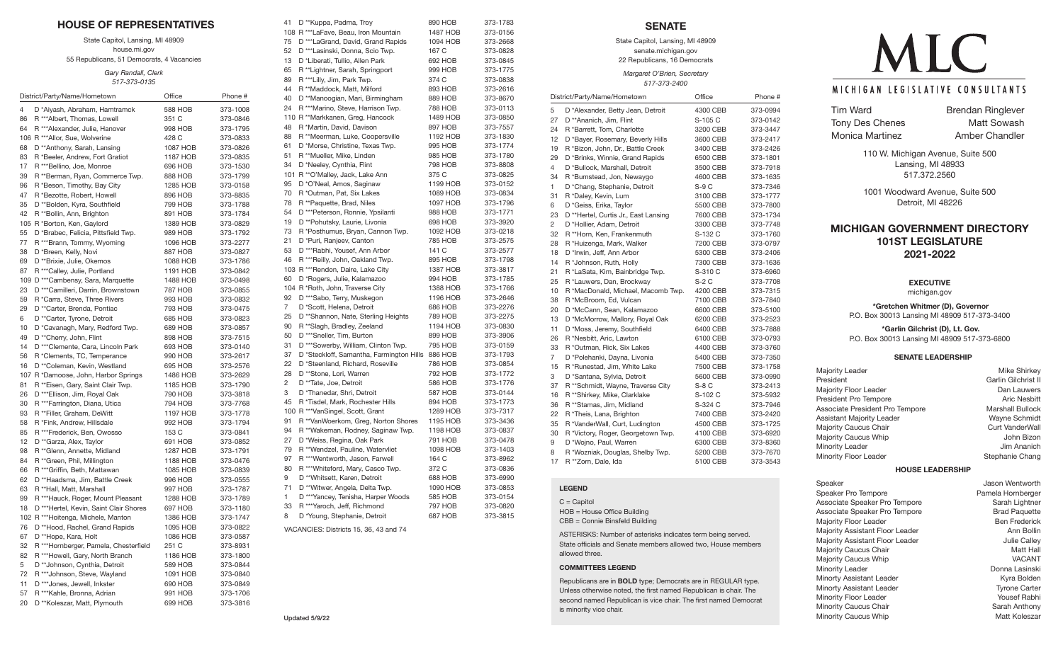## HOUSE OF REPRESENTATIVES

State Capitol, Lansing, MI 48909
house.mi.gov
55 Republicans, 51 Democrats, 4 Vacancies

*Gary Randall, Clerk*
*517-373-0135*

| District/Party/Name/Hometown | Office | Phone # |
|---|---|---|
| 4 D *Aiyash, Abraham, Hamtramck | 588 HOB | 373-1008 |
| 86 R ***Albert, Thomas, Lowell | 351 C | 373-0846 |
| 64 R **Alexander, Julie, Hanover | 998 HOB | 373-1795 |
| 106 R ***Allor, Sue, Wolverine | 428 C | 373-0833 |
| 68 D **Anthony, Sarah, Lansing | 1087 HOB | 373-0826 |
| 83 R *Beeler, Andrew, Fort Gratiot | 1187 HOB | 373-0835 |
| 17 R ***Bellino, Joe, Monroe | 696 HOB | 373-1530 |
| 39 R **Berman, Ryan, Commerce Twp. | 888 HOB | 373-1799 |
| 96 R *Beson, Timothy, Bay City | 1285 HOB | 373-0158 |
| 47 R *Bezotte, Robert, Howell | 896 HOB | 373-8835 |
| 35 D **Bolden, Kyra, Southfield | 799 HOB | 373-1788 |
| 42 R **Bollin, Ann, Brighton | 891 HOB | 373-1784 |
| 105 R *Borton, Ken, Gaylord | 1389 HOB | 373-0829 |
| 55 D *Brabec, Felicia, Pittsfield Twp. | 989 HOB | 373-1792 |
| 77 R ***Brann, Tommy, Wyoming | 1096 HOB | 373-2277 |
| 38 D *Breen, Kelly, Novi | 887 HOB | 373-0827 |
| 69 D **Brixie, Julie, Okemos | 1088 HOB | 373-1786 |
| 87 R ***Calley, Julie, Portland | 1191 HOB | 373-0842 |
| 109 D ***Cambensy, Sara, Marquette | 1488 HOB | 373-0498 |
| 23 D ***Camilleri, Darrin, Brownstown | 787 HOB | 373-0855 |
| 59 R *Carra, Steve, Three Rivers | 993 HOB | 373-0832 |
| 29 D **Carter, Brenda, Pontiac | 793 HOB | 373-0475 |
| 6 D **Carter, Tyrone, Detroit | 685 HOB | 373-0823 |
| 10 D *Cavanagh, Mary, Redford Twp. | 689 HOB | 373-0857 |
| 49 D **Cherry, John, Flint | 898 HOB | 373-7515 |
| 14 D ***Clemente, Cara, Lincoln Park | 693 HOB | 373-0140 |
| 56 R *Clements, TC, Temperance | 990 HOB | 373-2617 |
| 16 D **Coleman, Kevin, Westland | 695 HOB | 373-2576 |
| 107 R *Damoose, John, Harbor Springs | 1486 HOB | 373-2629 |
| 81 R **Eisen, Gary, Saint Clair Twp. | 1185 HOB | 373-1790 |
| 26 D ***Ellison, Jim, Royal Oak | 790 HOB | 373-3818 |
| 30 R ***Farrington, Diana, Utica | 794 HOB | 373-7768 |
| 93 R **Filler, Graham, DeWitt | 1197 HOB | 373-1778 |
| 58 R *Fink, Andrew, Hillsdale | 992 HOB | 373-1794 |
| 85 R ***Frederick, Ben, Owosso | 153 C | 373-0841 |
| 12 D **Garza, Alex, Taylor | 691 HOB | 373-0852 |
| 98 R **Glenn, Annette, Midland | 1287 HOB | 373-1791 |
| 84 R **Green, Phil, Millington | 1188 HOB | 373-0476 |
| 66 R ***Griffin, Beth, Mattawan | 1085 HOB | 373-0839 |
| 62 D **Haadsma, Jim, Battle Creek | 996 HOB | 373-0555 |
| 63 R **Hall, Matt, Marshall | 997 HOB | 373-1787 |
| 99 R ***Hauck, Roger, Mount Pleasant | 1288 HOB | 373-1789 |
| 18 D ***Hertel, Kevin, Saint Clair Shores | 697 HOB | 373-1180 |
| 102 R ***Hoitenga, Michele, Manton | 1386 HOB | 373-1747 |
| 76 D **Hood, Rachel, Grand Rapids | 1095 HOB | 373-0822 |
| 67 D **Hope, Kara, Holt | 1086 HOB | 373-0587 |
| 32 R ***Hornberger, Pamela, Chesterfield | 251 C | 373-8931 |
| 82 R ***Howell, Gary, North Branch | 1186 HOB | 373-1800 |
| 5 D **Johnson, Cynthia, Detroit | 589 HOB | 373-0844 |
| 72 R ***Johnson, Steve, Wayland | 1091 HOB | 373-0840 |
| 11 D ***Jones, Jewell, Inkster | 690 HOB | 373-0849 |
| 57 R ***Kahle, Bronna, Adrian | 991 HOB | 373-1706 |
| 20 D **Koleszar, Matt, Plymouth | 699 HOB | 373-3816 |
| 41 D **Kuppa, Padma, Troy | 890 HOB | 373-1783 |
| 108 R ***LaFave, Beau, Iron Mountain | 1487 HOB | 373-0156 |
| 75 D ***LaGrand, David, Grand Rapids | 1094 HOB | 373-2668 |
| 52 D ***Lasinski, Donna, Scio Twp. | 167 C | 373-0828 |
| 13 D *Liberati, Tullio, Allen Park | 692 HOB | 373-0845 |
| 65 R **Lightner, Sarah, Springport | 999 HOB | 373-1775 |
| 89 R ***Lilly, Jim, Park Twp. | 374 C | 373-0838 |
| 44 R **Maddock, Matt, Milford | 893 HOB | 373-2616 |
| 40 D **Manoogian, Mari, Birmingham | 889 HOB | 373-8670 |
| 24 R ***Marino, Steve, Harrison Twp. | 788 HOB | 373-0113 |
| 110 R ***Markkanen, Greg, Hancock | 1489 HOB | 373-0850 |
| 48 R *Martin, David, Davison | 897 HOB | 373-7557 |
| 88 R **Meerman, Luke, Coopersville | 1192 HOB | 373-1830 |
| 61 D *Morse, Christine, Texas Twp. | 995 HOB | 373-1774 |
| 51 R **Mueller, Mike, Linden | 985 HOB | 373-1780 |
| 34 D *Neeley, Cynthia, Flint | 798 HOB | 373-8808 |
| 101 R **O'Malley, Jack, Lake Ann | 375 C | 373-0825 |
| 95 D *O'Neal, Amos, Saginaw | 1199 HOB | 373-0152 |
| 70 R *Outman, Pat, Six Lakes | 1089 HOB | 373-0834 |
| 78 R **Paquette, Brad, Niles | 1097 HOB | 373-1796 |
| 54 D ***Peterson, Ronnie, Ypsilanti | 988 HOB | 373-1771 |
| 19 D **Pohutsky, Laurie, Livonia | 698 HOB | 373-3920 |
| 73 R *Posthumus, Bryan, Cannon Twp. | 1092 HOB | 373-0218 |
| 21 D *Puri, Ranjeev, Canton | 785 HOB | 373-2575 |
| 53 D ***Rabhi, Yousef, Ann Arbor | 141 C | 373-2577 |
| 46 R ***Reilly, John, Oakland Twp. | 895 HOB | 373-1798 |
| 103 R ***Rendon, Daire, Lake City | 1387 HOB | 373-3817 |
| 60 D *Rogers, Julie, Kalamazoo | 994 HOB | 373-1785 |
| 104 R *Roth, John, Traverse City | 1388 HOB | 373-1766 |
| 92 D ***Sabo, Terry, Muskegon | 1196 HOB | 373-2646 |
| 7 D *Scott, Helena, Detroit | 686 HOB | 373-2276 |
| 25 D **Shannon, Nate, Sterling Heights | 789 HOB | 373-2275 |
| 90 R **Slagh, Bradley, Zeeland | 1194 HOB | 373-0830 |
| 50 D ***Sneller, Tim, Burton | 899 HOB | 373-3906 |
| 31 D ***Sowerby, William, Clinton Twp. | 795 HOB | 373-0159 |
| 37 D *Steckloff, Samantha, Farmington Hills | 886 HOB | 373-1793 |
| 22 D *Steenland, Richard, Roseville | 786 HOB | 373-0854 |
| 28 D **Stone, Lori, Warren | 792 HOB | 373-1772 |
| 2 D **Tate, Joe, Detroit | 586 HOB | 373-1776 |
| 3 D *Thanedar, Shri, Detroit | 587 HOB | 373-0144 |
| 45 R *Tisdel, Mark, Rochester Hills | 894 HOB | 373-1773 |
| 100 R ***VanSingel, Scott, Grant | 1289 HOB | 373-7317 |
| 91 R **VanWoerkom, Greg, Norton Shores | 1195 HOB | 373-3436 |
| 94 R **Wakeman, Rodney, Saginaw Twp. | 1198 HOB | 373-0837 |
| 27 D *Weiss, Regina, Oak Park | 791 HOB | 373-0478 |
| 79 R **Wendzel, Pauline, Watervliet | 1098 HOB | 373-1403 |
| 97 R ***Wentworth, Jason, Farwell | 164 C | 373-8962 |
| 80 R ***Whiteford, Mary, Casco Twp. | 372 C | 373-0836 |
| 9 D **Whitsett, Karen, Detroit | 688 HOB | 373-6990 |
| 71 D **Witwer, Angela, Delta Twp. | 1090 HOB | 373-0853 |
| 1 D ***Yancey, Tenisha, Harper Woods | 585 HOB | 373-0154 |
| 33 R ***Yaroch, Jeff, Richmond | 797 HOB | 373-0820 |
| 8 D *Young, Stephanie, Detroit | 687 HOB | 373-3815 |

VACANCIES: Districts 15, 36, 43 and 74

Updated 5/9/22

## SENATE

State Capitol, Lansing, MI 48909
senate.michigan.gov
22 Republicans, 16 Democrats

*Margaret O'Brien, Secretary*
*517-373-2400*

| District/Party/Name/Hometown | Office | Phone # |
|---|---|---|
| 5 D *Alexander, Betty Jean, Detroit | 4300 CBB | 373-0994 |
| 27 D **Ananich, Jim, Flint | S-105 C | 373-0142 |
| 24 R *Barrett, Tom, Charlotte | 3200 CBB | 373-3447 |
| 12 D *Bayer, Rosemary, Beverly Hills | 3600 CBB | 373-2417 |
| 19 R *Bizon, John, Dr., Battle Creek | 3400 CBB | 373-2426 |
| 29 D *Brinks, Winnie, Grand Rapids | 6500 CBB | 373-1801 |
| 4 D *Bullock, Marshall, Detroit | 3500 CBB | 373-7918 |
| 34 R *Bumstead, Jon, Newaygo | 4600 CBB | 373-1635 |
| 1 D *Chang, Stephanie, Detroit | S-9 C | 373-7346 |
| 31 R *Daley, Kevin, Lum | 3100 CBB | 373-1777 |
| 6 D *Geiss, Erika, Taylor | 5500 CBB | 373-7800 |
| 23 D **Hertel, Curtis Jr., East Lansing | 7600 CBB | 373-1734 |
| 2 D *Hollier, Adam, Detroit | 3300 CBB | 373-7748 |
| 32 R **Horn, Ken, Frankenmuth | S-132 C | 373-1760 |
| 28 R *Huizenga, Mark, Walker | 7200 CBB | 373-0797 |
| 18 D *Irwin, Jeff, Ann Arbor | 5300 CBB | 373-2406 |
| 14 R *Johnson, Ruth, Holly | 7300 CBB | 373-1636 |
| 21 R *LaSata, Kim, Bainbridge Twp. | S-310 C | 373-6960 |
| 25 R *Lauwers, Dan, Brockway | S-2 C | 373-7708 |
| 10 R *MacDonald, Michael, Macomb Twp. | 4200 CBB | 373-7315 |
| 38 R *McBroom, Ed, Vulcan | 7100 CBB | 373-7840 |
| 20 D *McCann, Sean, Kalamazoo | 6600 CBB | 373-5100 |
| 13 D *McMorrow, Mallory, Royal Oak | 6200 CBB | 373-2523 |
| 11 D *Moss, Jeremy, Southfield | 6400 CBB | 373-7888 |
| 26 R *Nesbitt, Aric, Lawton | 6100 CBB | 373-0793 |
| 33 R *Outman, Rick, Six Lakes | 4400 CBB | 373-3760 |
| 7 D *Polehanki, Dayna, Livonia | 5400 CBB | 373-7350 |
| 15 R *Runestad, Jim, White Lake | 7500 CBB | 373-1758 |
| 3 D *Santana, Sylvia, Detroit | 5600 CBB | 373-0990 |
| 37 R **Schmidt, Wayne, Traverse City | S-8 C | 373-2413 |
| 16 R **Shirkey, Mike, Clarklake | S-102 C | 373-5932 |
| 36 R **Stamas, Jim, Midland | S-324 C | 373-7946 |
| 22 R *Theis, Lana, Brighton | 7400 CBB | 373-2420 |
| 35 R *VanderWall, Curt, Ludington | 4500 CBB | 373-1725 |
| 30 R *Victory, Roger, Georgetown Twp. | 4100 CBB | 373-6920 |
| 9 D *Wojno, Paul, Warren | 6300 CBB | 373-8360 |
| 8 R *Wozniak, Douglas, Shelby Twp. | 5200 CBB | 373-7670 |
| 17 R **Zorn, Dale, Ida | 5100 CBB | 373-3543 |

### LEGEND

C = Capitol
HOB = House Office Building
CBB = Connie Binsfeld Building

ASTERISKS: Number of asterisks indicates term being served. State officials and Senate members allowed two, House members allowed three.

### COMMITTEES LEGEND

Republicans are in **BOLD** type; Democrats are in REGULAR type. Unless otherwise noted, the first named Republican is chair. The second named Republican is vice chair. The first named Democrat is minority vice chair.

# MLC

MICHIGAN LEGISLATIVE CONSULTANTS

| | |
|---|---|
| Tim Ward | Brendan Ringlever |
| Tony Des Chenes | Matt Sowash |
| Monica Martinez | Amber Chandler |

110 W. Michigan Avenue, Suite 500
Lansing, MI 48933
517.372.2560

1001 Woodward Avenue, Suite 500
Detroit, MI 48226

## MICHIGAN GOVERNMENT DIRECTORY
## 101ST LEGISLATURE
## 2021-2022

### EXECUTIVE

michigan.gov

**\*Gretchen Whitmer (D), Governor**
P.O. Box 30013 Lansing MI 48909 517-373-3400

**\*Garlin Gilchrist (D), Lt. Gov.**
P.O. Box 30013 Lansing MI 48909 517-373-6800

### SENATE LEADERSHIP

| | |
|---|---|
| Majority Leader | Mike Shirkey |
| President | Garlin Gilchrist II |
| Majority Floor Leader | Dan Lauwers |
| President Pro Tempore | Aric Nesbitt |
| Associate President Pro Tempore | Marshall Bullock |
| Assistant Majority Leader | Wayne Schmidt |
| Majority Caucus Chair | Curt VanderWall |
| Majority Caucus Whip | John Bizon |
| Minority Leader | Jim Ananich |
| Minority Floor Leader | Stephanie Chang |

### HOUSE LEADERSHIP

| | |
|---|---|
| Speaker | Jason Wentworth |
| Speaker Pro Tempore | Pamela Hornberger |
| Associate Speaker Pro Tempore | Sarah Lightner |
| Associate Speaker Pro Tempore | Brad Paquette |
| Majority Floor Leader | Ben Frederick |
| Majority Assistant Floor Leader | Ann Bollin |
| Majority Assistant Floor Leader | Julie Calley |
| Majority Caucus Chair | Matt Hall |
| Majority Caucus Whip | VACANT |
| Minority Leader | Donna Lasinski |
| Minorty Assistant Leader | Kyra Bolden |
| Minorty Assistant Leader | Tyrone Carter |
| Minority Floor Leader | Yousef Rabhi |
| Minority Caucus Chair | Sarah Anthony |
| Minority Caucus Whip | Matt Koleszar |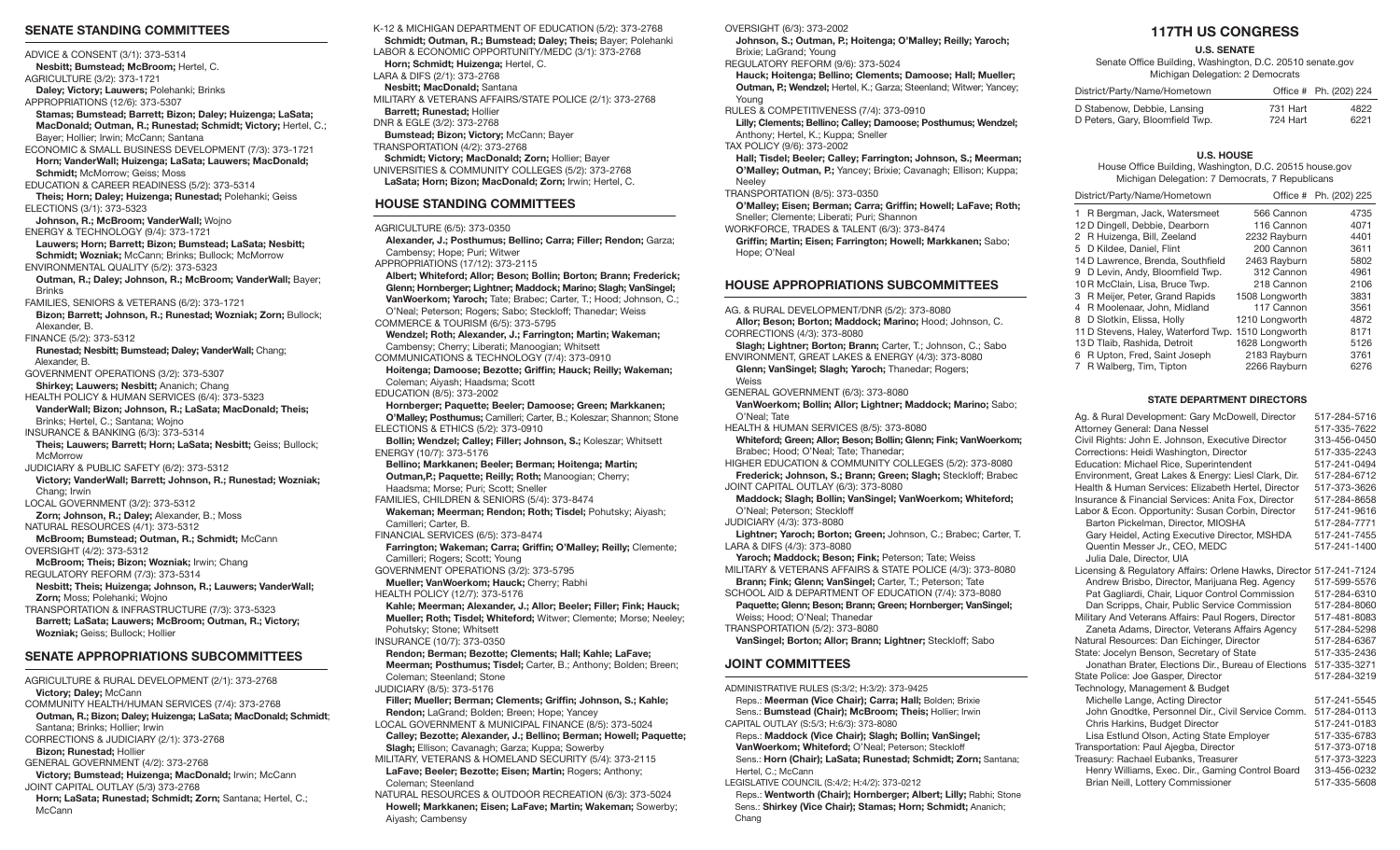## SENATE STANDING COMMITTEES

ADVICE & CONSENT (3/1): 373-5314
**Nesbitt; Bumstead; McBroom;** Hertel, C.
AGRICULTURE (3/2): 373-1721
**Daley; Victory; Lauwers;** Polehanki; Brinks
APPROPRIATIONS (12/6): 373-5307
**Stamas; Bumstead; Barrett; Bizon; Daley; Huizenga; LaSata; MacDonald; Outman, R.; Runestad; Schmidt; Victory;** Hertel, C.; Bayer; Hollier; Irwin; McCann; Santana
ECONOMIC & SMALL BUSINESS DEVELOPMENT (7/3): 373-1721
**Horn; VanderWall; Huizenga; LaSata; Lauwers; MacDonald; Schmidt;** McMorrow; Geiss; Moss
EDUCATION & CAREER READINESS (5/2): 373-5314
**Theis; Horn; Daley; Huizenga; Runestad;** Polehanki; Geiss
ELECTIONS (3/1): 373-5323
**Johnson, R.; McBroom; VanderWall;** Wojno
ENERGY & TECHNOLOGY (9/4): 373-1721
**Lauwers; Horn; Barrett; Bizon; Bumstead; LaSata; Nesbitt; Schmidt; Wozniak;** McCann; Brinks; Bullock; McMorrow
ENVIRONMENTAL QUALITY (5/2): 373-5323
**Outman, R.; Daley; Johnson, R.; McBroom; VanderWall;** Bayer; Brinks
FAMILIES, SENIORS & VETERANS (6/2): 373-1721
**Bizon; Barrett; Johnson, R.; Runestad; Wozniak; Zorn;** Bullock; Alexander, B.
FINANCE (5/2): 373-5312
**Runestad; Nesbitt; Bumstead; Daley; VanderWall;** Chang; Alexander, B.
GOVERNMENT OPERATIONS (3/2): 373-5307
**Shirkey; Lauwers; Nesbitt;** Ananich; Chang
HEALTH POLICY & HUMAN SERVICES (6/4): 373-5323
**VanderWall; Bizon; Johnson, R.; LaSata; MacDonald; Theis;** Brinks; Hertel, C.; Santana; Wojno
INSURANCE & BANKING (6/3): 373-5314
**Theis; Lauwers; Barrett; Horn; LaSata; Nesbitt;** Geiss; Bullock; McMorrow
JUDICIARY & PUBLIC SAFETY (6/2): 373-5312
**Victory; VanderWall; Barrett; Johnson, R.; Runestad; Wozniak;** Chang; Irwin
LOCAL GOVERNMENT (3/2): 373-5312
**Zorn; Johnson, R.; Daley;** Alexander, B.; Moss
NATURAL RESOURCES (4/1): 373-5312
**McBroom; Bumstead; Outman, R.; Schmidt;** McCann
OVERSIGHT (4/2): 373-5312
**McBroom; Theis; Bizon; Wozniak;** Irwin; Chang
REGULATORY REFORM (7/3): 373-5314
**Nesbitt; Theis; Huizenga; Johnson, R.; Lauwers; VanderWall; Zorn;** Moss; Polehanki; Wojno
TRANSPORTATION & INFRASTRUCTURE (7/3): 373-5323
**Barrett; LaSata; Lauwers; McBroom; Outman, R.; Victory; Wozniak;** Geiss; Bullock; Hollier

## SENATE APPROPRIATIONS SUBCOMMITTEES

AGRICULTURE & RURAL DEVELOPMENT (2/1): 373-2768
**Victory; Daley;** McCann
COMMUNITY HEALTH/HUMAN SERVICES (7/4): 373-2768
**Outman, R.; Bizon; Daley; Huizenga; LaSata; MacDonald; Schmidt**; Santana; Brinks; Hollier; Irwin
CORRECTIONS & JUDICIARY (2/1): 373-2768
**Bizon; Runestad;** Hollier
GENERAL GOVERNMENT (4/2): 373-2768
**Victory; Bumstead; Huizenga; MacDonald;** Irwin; McCann
JOINT CAPITAL OUTLAY (5/3) 373-2768
**Horn; LaSata; Runestad; Schmidt; Zorn;** Santana; Hertel, C.; McCann
K-12 & MICHIGAN DEPARTMENT OF EDUCATION (5/2): 373-2768
**Schmidt; Outman, R.; Bumstead; Daley; Theis;** Bayer; Polehanki
LABOR & ECONOMIC OPPORTUNITY/MEDC (3/1): 373-2768
**Horn; Schmidt; Huizenga;** Hertel, C.
LARA & DIFS (2/1): 373-2768
**Nesbitt; MacDonald;** Santana
MILITARY & VETERANS AFFAIRS/STATE POLICE (2/1): 373-2768
**Barrett; Runestad;** Hollier
DNR & EGLE (3/2): 373-2768
**Bumstead; Bizon; Victory;** McCann; Bayer
TRANSPORTATION (4/2): 373-2768
**Schmidt; Victory; MacDonald; Zorn;** Hollier; Bayer
UNIVERSITIES & COMMUNITY COLLEGES (5/2): 373-2768
**LaSata; Horn; Bizon; MacDonald; Zorn;** Irwin; Hertel, C.

## HOUSE STANDING COMMITTEES

AGRICULTURE (6/5): 373-0350
**Alexander, J.; Posthumus; Bellino; Carra; Filler; Rendon;** Garza; Cambensy; Hope; Puri; Witwer
APPROPRIATIONS (17/12): 373-2115
**Albert; Whiteford; Allor; Beson; Bollin; Borton; Brann; Frederick; Glenn; Hornberger; Lightner; Maddock; Marino; Slagh; VanSingel; VanWoerkom; Yaroch;** Tate; Brabec; Carter, T.; Hood; Johnson, C.; O'Neal; Peterson; Rogers; Sabo; Steckloff; Thanedar; Weiss
COMMERCE & TOURISM (6/5): 373-5795
**Wendzel; Roth; Alexander, J.; Farrington; Martin; Wakeman;** Cambensy; Cherry; Liberati; Manoogian; Whitsett
COMMUNICATIONS & TECHNOLOGY (7/4): 373-0910
**Hoitenga; Damoose; Bezotte; Griffin; Hauck; Reilly; Wakeman;** Coleman; Aiyash; Haadsma; Scott
EDUCATION (8/5): 373-2002
**Hornberger; Paquette; Beeler; Damoose; Green; Markkanen; O'Malley; Posthumus;** Camilleri; Carter, B.; Koleszar; Shannon; Stone
ELECTIONS & ETHICS (5/2): 373-0910
**Bollin; Wendzel; Calley; Filler; Johnson, S.;** Koleszar; Whitsett
ENERGY (10/7): 373-5176
**Bellino; Markkanen; Beeler; Berman; Hoitenga; Martin; Outman,P.; Paquette; Reilly; Roth;** Manoogian; Cherry; Haadsma; Morse; Puri; Scott; Sneller
FAMILIES, CHILDREN & SENIORS (5/4): 373-8474
**Wakeman; Meerman; Rendon; Roth; Tisdel;** Pohutsky; Aiyash; Camilleri; Carter, B.
FINANCIAL SERVICES (6/5): 373-8474
**Farrington; Wakeman; Carra; Griffin; O'Malley; Reilly;** Clemente; Camilleri; Rogers; Scott; Young
GOVERNMENT OPERATIONS (3/2): 373-5795
**Mueller; VanWoerkom; Hauck;** Cherry; Rabhi
HEALTH POLICY (12/7): 373-5176
**Kahle; Meerman; Alexander, J.; Allor; Beeler; Filler; Fink; Hauck; Mueller; Roth; Tisdel; Whiteford;** Witwer; Clemente; Morse; Neeley; Pohutsky; Stone; Whitsett
INSURANCE (10/7): 373-0350
**Rendon; Berman; Bezotte; Clements; Hall; Kahle; LaFave; Meerman; Posthumus; Tisdel;** Carter, B.; Anthony; Bolden; Breen; Coleman; Steenland; Stone
JUDICIARY (8/5): 373-5176
**Filler; Mueller; Berman; Clements; Griffin; Johnson, S.; Kahle; Rendon;** LaGrand; Bolden; Breen; Hope; Yancey
LOCAL GOVERNMENT & MUNICIPAL FINANCE (8/5): 373-5024
**Calley; Bezotte; Alexander, J.; Bellino; Berman; Howell; Paquette; Slagh;** Ellison; Cavanagh; Garza; Kuppa; Sowerby
MILITARY, VETERANS & HOMELAND SECURITY (5/4): 373-2115
**LaFave; Beeler; Bezotte; Eisen; Martin;** Rogers; Anthony; Coleman; Steenland
NATURAL RESOURCES & OUTDOOR RECREATION (6/3): 373-5024
**Howell; Markkanen; Eisen; LaFave; Martin; Wakeman;** Sowerby; Aiyash; Cambensy
OVERSIGHT (6/3): 373-2002
**Johnson, S.; Outman, P.; Hoitenga; O'Malley; Reilly; Yaroch;** Brixie; LaGrand; Young
REGULATORY REFORM (9/6): 373-5024
**Hauck; Hoitenga; Bellino; Clements; Damoose; Hall; Mueller; Outman, P.; Wendzel;** Hertel, K.; Garza; Steenland; Witwer; Yancey; Young
RULES & COMPETITIVENESS (7/4): 373-0910
**Lilly; Clements; Bellino; Calley; Damoose; Posthumus; Wendzel;** Anthony; Hertel, K.; Kuppa; Sneller
TAX POLICY (9/6): 373-2002
**Hall; Tisdel; Beeler; Calley; Farrington; Johnson, S.; Meerman; O'Malley; Outman, P.;** Yancey; Brixie; Cavanagh; Ellison; Kuppa; Neeley
TRANSPORTATION (8/5): 373-0350
**O'Malley; Eisen; Berman; Carra; Griffin; Howell; LaFave; Roth;** Sneller; Clemente; Liberati; Puri; Shannon
WORKFORCE, TRADES & TALENT (6/3): 373-8474
**Griffin; Martin; Eisen; Farrington; Howell; Markkanen;** Sabo; Hope; O'Neal

## HOUSE APPROPRIATIONS SUBCOMMITTEES

AG. & RURAL DEVELOPMENT/DNR (5/2): 373-8080
**Allor; Beson; Borton; Maddock; Marino;** Hood; Johnson, C.
CORRECTIONS (4/3): 373-8080
**Slagh; Lightner; Borton; Brann;** Carter, T.; Johnson, C.; Sabo
ENVIRONMENT, GREAT LAKES & ENERGY (4/3): 373-8080
**Glenn; VanSingel; Slagh; Yaroch;** Thanedar; Rogers; Weiss
GENERAL GOVERNMENT (6/3): 373-8080
**VanWoerkom; Bollin; Allor; Lightner; Maddock; Marino;** Sabo; O'Neal; Tate
HEALTH & HUMAN SERVICES (8/5): 373-8080
**Whiteford; Green; Allor; Beson; Bollin; Glenn; Fink; VanWoerkom;** Brabec; Hood; O'Neal; Tate; Thanedar;
HIGHER EDUCATION & COMMUNITY COLLEGES (5/2): 373-8080
**Frederick; Johnson, S.; Brann; Green; Slagh;** Steckloff; Brabec
JOINT CAPITAL OUTLAY (6/3): 373-8080
**Maddock; Slagh; Bollin; VanSingel; VanWoerkom; Whiteford;** O'Neal; Peterson; Steckloff
JUDICIARY (4/3): 373-8080
**Lightner; Yaroch; Borton; Green;** Johnson C.; Brabec; Carter, T.
LARA & DIFS (4/3): 373-8080
**Yaroch; Maddock; Beson; Fink;** Peterson; Tate; Weiss
MILITARY & VETERANS AFFAIRS & STATE POLICE (4/3): 373-8080
**Brann; Fink; Glenn; VanSingel;** Carter, T.; Peterson; Tate
SCHOOL AID & DEPARTMENT OF EDUCATION (7/4): 373-8080
**Paquette; Glenn; Beson; Brann; Green; Hornberger; VanSingel;** Weiss; Hood; O'Neal; Thanedar
TRANSPORTATION (5/2): 373-8080
**VanSingel; Borton; Allor; Brann; Lightner;** Steckloff; Sabo

## JOINT COMMITTEES

ADMINISTRATIVE RULES (S:3/2; H:3/2): 373-9425
Reps.: **Meerman (Vice Chair); Carra; Hall;** Bolden; Brixie
Sens.: **Bumstead (Chair); McBroom; Theis;** Hollier; Irwin
CAPITAL OUTLAY (S:5/3; H:6/3): 373-8080
Reps.: **Maddock (Vice Chair); Slagh; Bollin; VanSingel; VanWoerkom; Whiteford;** O'Neal; Peterson; Steckloff
Sens.: **Horn (Chair); LaSata; Runestad; Schmidt; Zorn;** Santana; Hertel, C.; McCann
LEGISLATIVE COUNCIL (S:4/2; H:4/2): 373-0212
Reps.: **Wentworth (Chair); Hornberger; Albert; Lilly;** Rabhi; Stone
Sens.: **Shirkey (Vice Chair); Stamas; Horn; Schmidt;** Ananich; Chang

## 117TH US CONGRESS

### U.S. SENATE

Senate Office Building, Washington, D.C. 20510 senate.gov
Michigan Delegation: 2 Democrats

| District/Party/Name/Hometown | Office # | Ph. (202) 224 |
|---|---|---|
| D Stabenow, Debbie, Lansing | 731 Hart | 4822 |
| D Peters, Gary, Bloomfield Twp. | 724 Hart | 6221 |

### U.S. HOUSE

House Office Building, Washington, D.C. 20515 house.gov
Michigan Delegation: 7 Democrats, 7 Republicans

| District/Party/Name/Hometown | Office # | Ph. (202) 225 |
|---|---|---|
| 1 R Bergman, Jack, Watersmeet | 566 Cannon | 4735 |
| 12 D Dingell, Debbie, Dearborn | 116 Cannon | 4071 |
| 2 R Huizenga, Bill, Zeeland | 2232 Rayburn | 4401 |
| 5 D Kildee, Daniel, Flint | 200 Cannon | 3611 |
| 14 D Lawrence, Brenda, Southfield | 2463 Rayburn | 5802 |
| 9 D Levin, Andy, Bloomfield Twp. | 312 Cannon | 4961 |
| 10 R McClain, Lisa, Bruce Twp. | 218 Cannon | 2106 |
| 3 R Meijer, Peter, Grand Rapids | 1508 Longworth | 3831 |
| 4 R Moolenaar, John, Midland | 117 Cannon | 3561 |
| 8 D Slotkin, Elissa, Holly | 1210 Longworth | 4872 |
| 11 D Stevens, Haley, Waterford Twp. | 1510 Longworth | 8171 |
| 13 D Tlaib, Rashida, Detroit | 1628 Longworth | 5126 |
| 6 R Upton, Fred, Saint Joseph | 2183 Rayburn | 3761 |
| 7 R Walberg, Tim, Tipton | 2266 Rayburn | 6276 |

### STATE DEPARTMENT DIRECTORS

| | |
|---|---|
| Ag. & Rural Development: Gary McDowell, Director | 517-284-5716 |
| Attorney General: Dana Nessel | 517-335-7622 |
| Civil Rights: John E. Johnson, Executive Director | 313-456-0450 |
| Corrections: Heidi Washington, Director | 517-335-2243 |
| Education: Michael Rice, Superintendent | 517-241-0494 |
| Environment, Great Lakes & Energy: Liesl Clark, Dir. | 517-284-6712 |
| Health & Human Services: Elizabeth Hertel, Director | 517-373-3626 |
| Insurance & Financial Services: Anita Fox, Director | 517-284-8658 |
| Labor & Econ. Opportunity: Susan Corbin, Director | 517-241-9616 |
| Barton Pickelman, Director, MIOSHA | 517-284-7771 |
| Gary Heidel, Acting Executive Director, MSHDA | 517-241-7455 |
| Quentin Messer Jr., CEO, MEDC | 517-241-1400 |
| Julia Dale, Director, UIA | |
| Licensing & Regulatory Affairs: Orlene Hawks, Director | 517-241-7124 |
| Andrew Brisbo, Director, Marijuana Reg. Agency | 517-599-5576 |
| Pat Gagliardi, Chair, Liquor Control Commission | 517-284-6310 |
| Dan Scripps, Chair, Public Service Commission | 517-284-8060 |
| Military And Veterans Affairs: Paul Rogers, Director | 517-481-8083 |
| Zaneta Adams, Director, Veterans Affairs Agency | 517-284-5298 |
| Natural Resources: Dan Eichinger, Director | 517-284-6367 |
| State: Jocelyn Benson, Secretary of State | 517-335-2436 |
| Jonathan Brater, Elections Dir., Bureau of Elections | 517-335-3271 |
| State Police: Joe Gasper, Director | 517-284-3219 |
| Technology, Management & Budget | |
| Michelle Lange, Acting Director | 517-241-5545 |
| John Gnodtke, Personnel Dir., Civil Service Comm. | 517-284-0113 |
| Chris Harkins, Budget Director | 517-241-0183 |
| Lisa Estlund Olson, Acting State Employer | 517-335-6783 |
| Transportation: Paul Ajegba, Director | 517-373-0718 |
| Treasury: Rachael Eubanks, Treasurer | 517-373-3223 |
| Henry Williams, Exec. Dir., Gaming Control Board | 313-456-0232 |
| Brian Neill, Lottery Commissioner | 517-335-5608 |